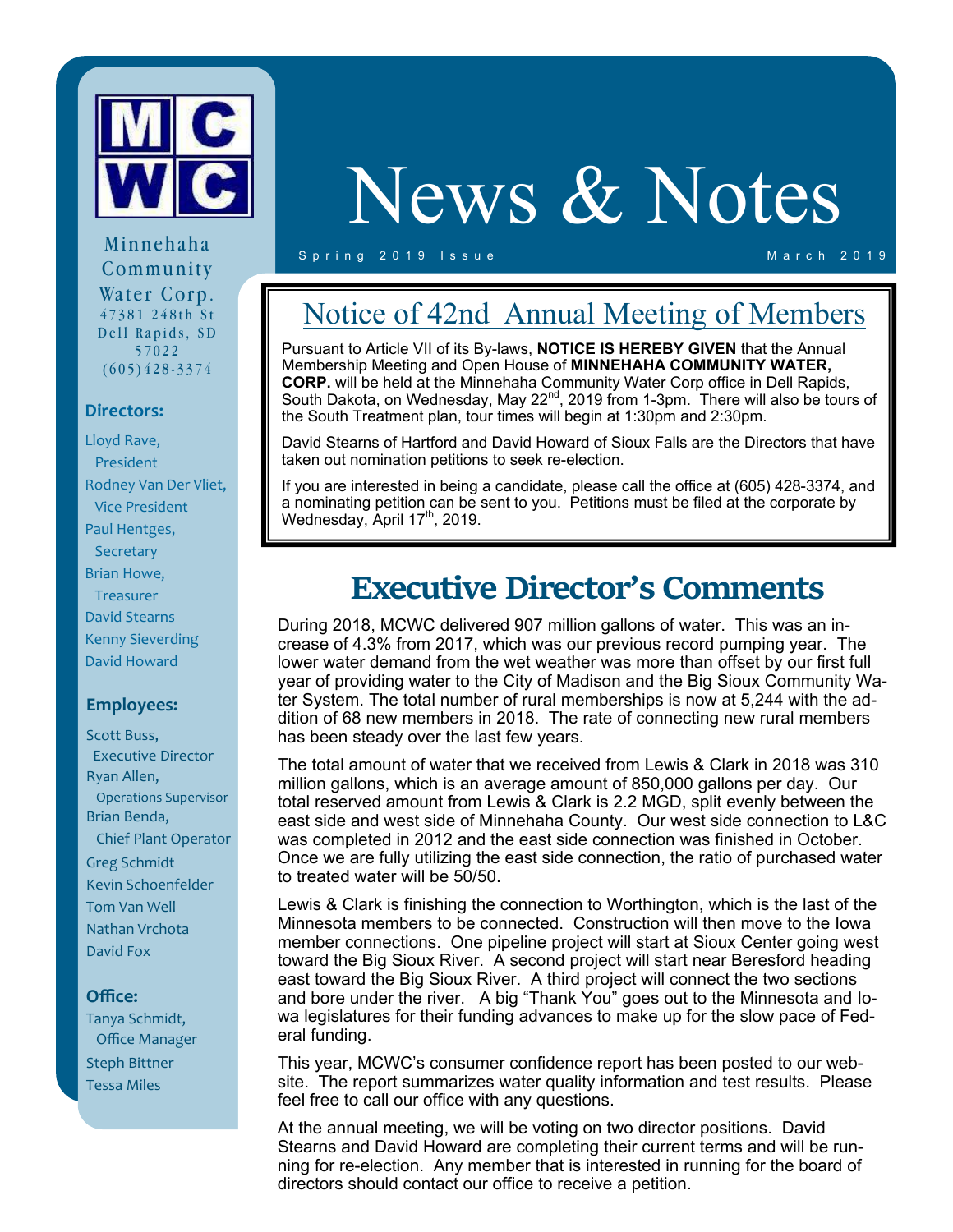# News & Notes

Spring 2019 Issue — March 2019

**Minnehaha Community Water Corp.**
47381 248th St
Dell Rapids, SD 57022
(605)428-3374

### Directors:

- Lloyd Rave, President
- Rodney Van Der Vliet, Vice President
- Paul Hentges, Secretary
- Brian Howe, Treasurer
- David Stearns
- Kenny Sieverding
- David Howard

### Employees:

- Scott Buss, Executive Director
- Ryan Allen, Operations Supervisor
- Brian Benda, Chief Plant Operator
- Greg Schmidt
- Kevin Schoenfelder
- Tom Van Well
- Nathan Vrchota
- David Fox

### Office:

- Tanya Schmidt, Office Manager
- Steph Bittner
- Tessa Miles

## Notice of 42nd Annual Meeting of Members

Pursuant to Article VII of its By-laws, **NOTICE IS HEREBY GIVEN** that the Annual Membership Meeting and Open House of **MINNEHAHA COMMUNITY WATER, CORP.** will be held at the Minnehaha Community Water Corp office in Dell Rapids, South Dakota, on Wednesday, May 22nd, 2019 from 1-3pm. There will also be tours of the South Treatment plan, tour times will begin at 1:30pm and 2:30pm.

David Stearns of Hartford and David Howard of Sioux Falls are the Directors that have taken out nomination petitions to seek re-election.

If you are interested in being a candidate, please call the office at (605) 428-3374, and a nominating petition can be sent to you. Petitions must be filed at the corporate by Wednesday, April 17th, 2019.

## Executive Director's Comments

During 2018, MCWC delivered 907 million gallons of water. This was an increase of 4.3% from 2017, which was our previous record pumping year. The lower water demand from the wet weather was more than offset by our first full year of providing water to the City of Madison and the Big Sioux Community Water System. The total number of rural memberships is now at 5,244 with the addition of 68 new members in 2018. The rate of connecting new rural members has been steady over the last few years.

The total amount of water that we received from Lewis & Clark in 2018 was 310 million gallons, which is an average amount of 850,000 gallons per day. Our total reserved amount from Lewis & Clark is 2.2 MGD, split evenly between the east side and west side of Minnehaha County. Our west side connection to L&C was completed in 2012 and the east side connection was finished in October. Once we are fully utilizing the east side connection, the ratio of purchased water to treated water will be 50/50.

Lewis & Clark is finishing the connection to Worthington, which is the last of the Minnesota members to be connected. Construction will then move to the Iowa member connections. One pipeline project will start at Sioux Center going west toward the Big Sioux River. A second project will start near Beresford heading east toward the Big Sioux River. A third project will connect the two sections and bore under the river. A big "Thank You" goes out to the Minnesota and Iowa legislatures for their funding advances to make up for the slow pace of Federal funding.

This year, MCWC's consumer confidence report has been posted to our website. The report summarizes water quality information and test results. Please feel free to call our office with any questions.

At the annual meeting, we will be voting on two director positions. David Stearns and David Howard are completing their current terms and will be running for re-election. Any member that is interested in running for the board of directors should contact our office to receive a petition.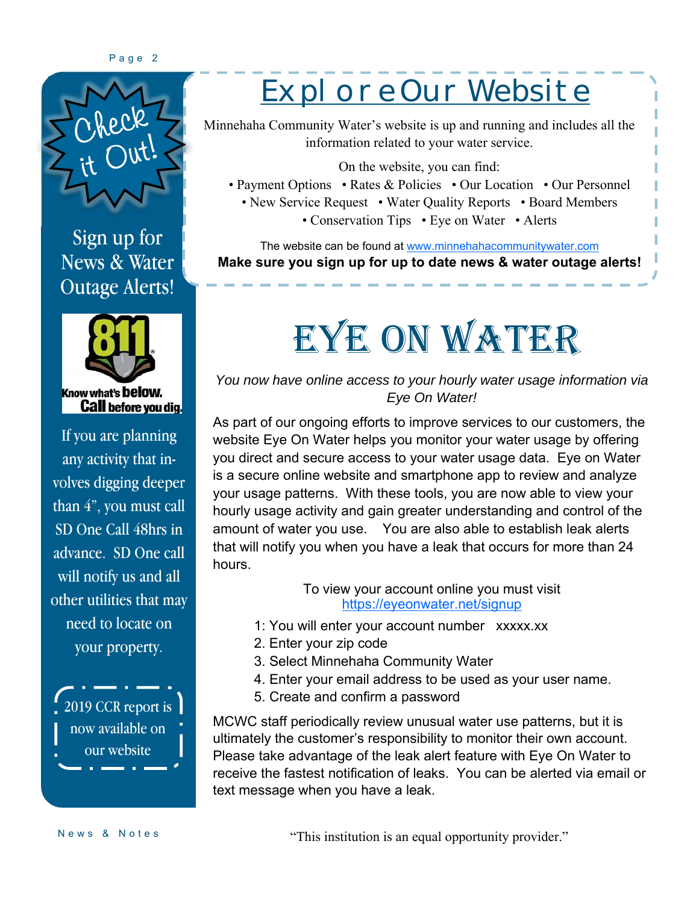Check it Out!

Sign up for News & Water Outage Alerts!

Know what's **below.** **Call** before you dig.

If you are planning any activity that involves digging deeper than 4", you must call SD One Call 48hrs in advance. SD One call will notify us and all other utilities that may need to locate on your property.

2019 CCR report is now available on our website

# Explore Our Website

Minnehaha Community Water's website is up and running and includes all the information related to your water service.

On the website, you can find:

• Payment Options • Rates & Policies • Our Location • Our Personnel • New Service Request • Water Quality Reports • Board Members • Conservation Tips • Eye on Water • Alerts

The website can be found at www.minnehahacommunitywater.com

**Make sure you sign up for up to date news & water outage alerts!**

# EYE ON WATER

*You now have online access to your hourly water usage information via Eye On Water!*

As part of our ongoing efforts to improve services to our customers, the website Eye On Water helps you monitor your water usage by offering you direct and secure access to your water usage data. Eye on Water is a secure online website and smartphone app to review and analyze your usage patterns. With these tools, you are now able to view your hourly usage activity and gain greater understanding and control of the amount of water you use. You are also able to establish leak alerts that will notify you when you have a leak that occurs for more than 24 hours.

To view your account online you must visit https://eyeonwater.net/signup

1: You will enter your account number xxxxx.xx
2. Enter your zip code
3. Select Minnehaha Community Water
4. Enter your email address to be used as your user name.
5. Create and confirm a password

MCWC staff periodically review unusual water use patterns, but it is ultimately the customer's responsibility to monitor their own account. Please take advantage of the leak alert feature with Eye On Water to receive the fastest notification of leaks. You can be alerted via email or text message when you have a leak.

"This institution is an equal opportunity provider."